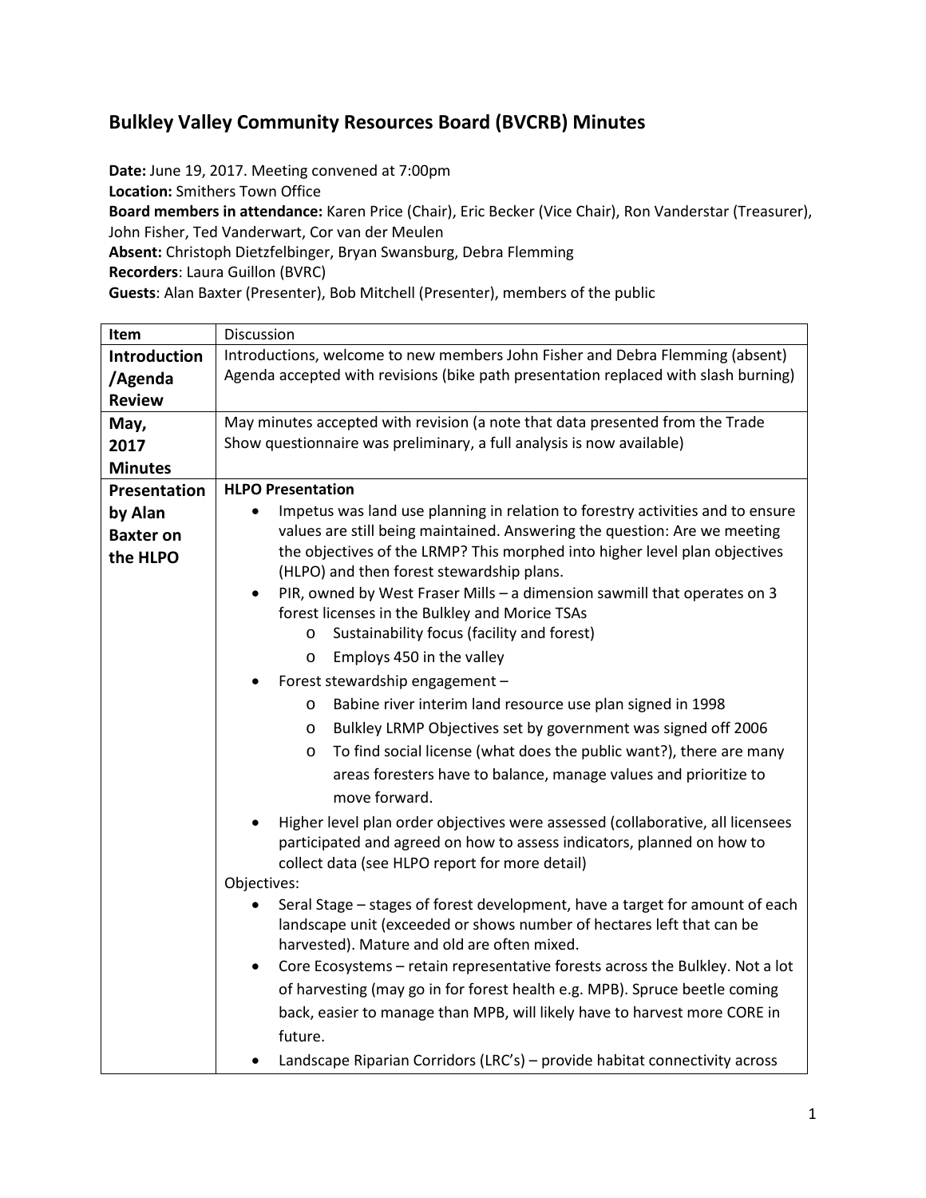## Bulkley Valley Community Resources Board (BVCRB) Minutes

**Date:** June 19, 2017. Meeting convened at 7:00pm
**Location:** Smithers Town Office
**Board members in attendance:** Karen Price (Chair), Eric Becker (Vice Chair), Ron Vanderstar (Treasurer), John Fisher, Ted Vanderwart, Cor van der Meulen
**Absent:** Christoph Dietzfelbinger, Bryan Swansburg, Debra Flemming
**Recorders**: Laura Guillon (BVRC)
**Guests**: Alan Baxter (Presenter), Bob Mitchell (Presenter), members of the public

| Item | Discussion |
|---|---|
| **Introduction /Agenda Review** | Introductions, welcome to new members John Fisher and Debra Flemming (absent)<br>Agenda accepted with revisions (bike path presentation replaced with slash burning) |
| **May, 2017 Minutes** | May minutes accepted with revision (a note that data presented from the Trade Show questionnaire was preliminary, a full analysis is now available) |
| **Presentation by Alan Baxter on the HLPO** | **HLPO Presentation**<br>• Impetus was land use planning in relation to forestry activities and to ensure values are still being maintained. Answering the question: Are we meeting the objectives of the LRMP? This morphed into higher level plan objectives (HLPO) and then forest stewardship plans.<br>• PIR, owned by West Fraser Mills – a dimension sawmill that operates on 3 forest licenses in the Bulkley and Morice TSAs<br>&nbsp;&nbsp;&nbsp;&nbsp;o Sustainability focus (facility and forest)<br>&nbsp;&nbsp;&nbsp;&nbsp;o Employs 450 in the valley<br>• Forest stewardship engagement –<br>&nbsp;&nbsp;&nbsp;&nbsp;o Babine river interim land resource use plan signed in 1998<br>&nbsp;&nbsp;&nbsp;&nbsp;o Bulkley LRMP Objectives set by government was signed off 2006<br>&nbsp;&nbsp;&nbsp;&nbsp;o To find social license (what does the public want?), there are many areas foresters have to balance, manage values and prioritize to move forward.<br>• Higher level plan order objectives were assessed (collaborative, all licensees participated and agreed on how to assess indicators, planned on how to collect data (see HLPO report for more detail)<br>Objectives:<br>• Seral Stage – stages of forest development, have a target for amount of each landscape unit (exceeded or shows number of hectares left that can be harvested). Mature and old are often mixed.<br>• Core Ecosystems – retain representative forests across the Bulkley. Not a lot of harvesting (may go in for forest health e.g. MPB). Spruce beetle coming back, easier to manage than MPB, will likely have to harvest more CORE in future.<br>• Landscape Riparian Corridors (LRC's) – provide habitat connectivity across |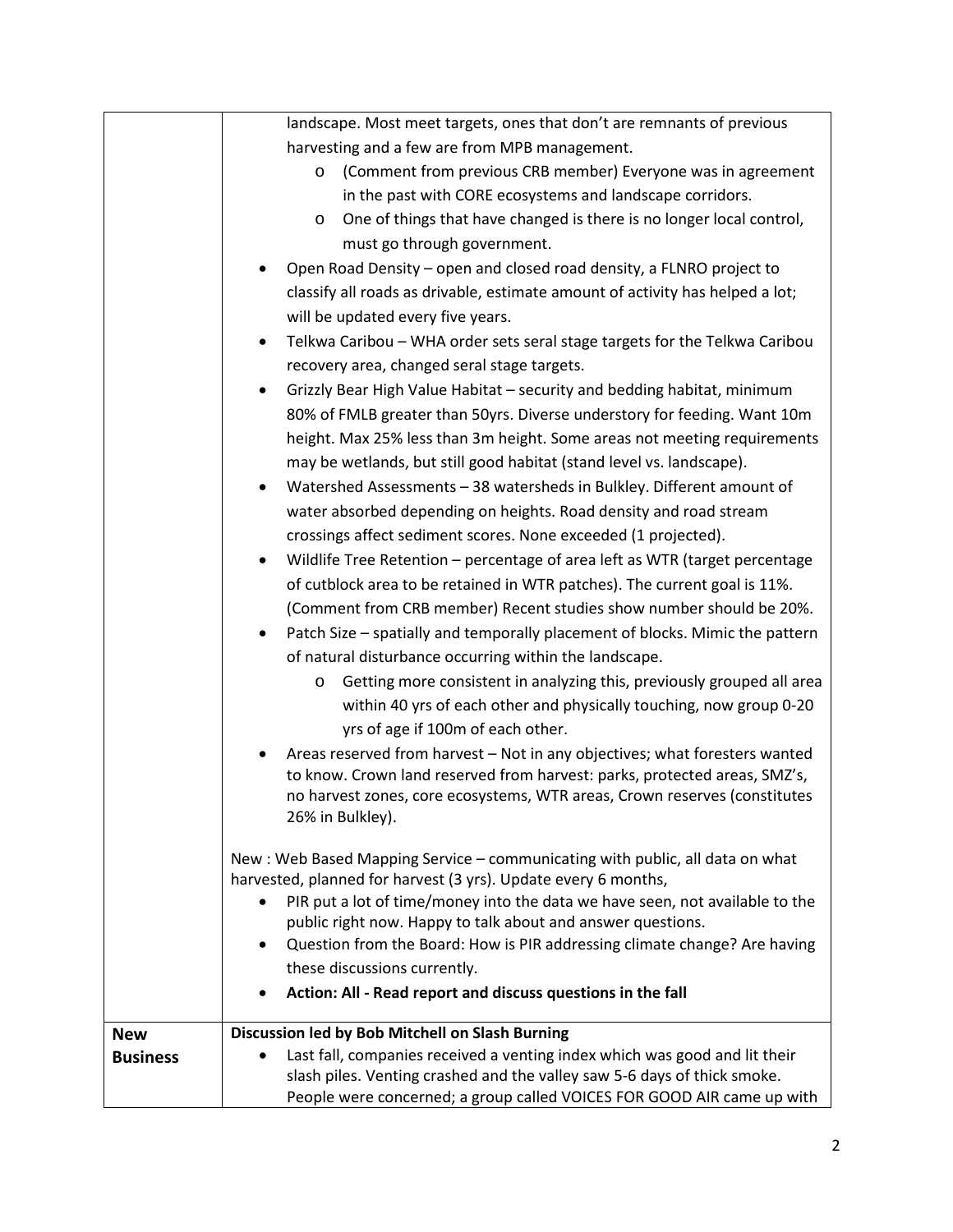| | |
|---|---|
| | landscape. Most meet targets, ones that don't are remnants of previous harvesting and a few are from MPB management.<br>&nbsp;&nbsp;&nbsp;&nbsp;o (Comment from previous CRB member) Everyone was in agreement in the past with CORE ecosystems and landscape corridors.<br>&nbsp;&nbsp;&nbsp;&nbsp;o One of things that have changed is there is no longer local control, must go through government.<br>• Open Road Density – open and closed road density, a FLNRO project to classify all roads as drivable, estimate amount of activity has helped a lot; will be updated every five years.<br>• Telkwa Caribou – WHA order sets seral stage targets for the Telkwa Caribou recovery area, changed seral stage targets.<br>• Grizzly Bear High Value Habitat – security and bedding habitat, minimum 80% of FMLB greater than 50yrs. Diverse understory for feeding. Want 10m height. Max 25% less than 3m height. Some areas not meeting requirements may be wetlands, but still good habitat (stand level vs. landscape).<br>• Watershed Assessments – 38 watersheds in Bulkley. Different amount of water absorbed depending on heights. Road density and road stream crossings affect sediment scores. None exceeded (1 projected).<br>• Wildlife Tree Retention – percentage of area left as WTR (target percentage of cutblock area to be retained in WTR patches). The current goal is 11%. (Comment from CRB member) Recent studies show number should be 20%.<br>• Patch Size – spatially and temporally placement of blocks. Mimic the pattern of natural disturbance occurring within the landscape.<br>&nbsp;&nbsp;&nbsp;&nbsp;o Getting more consistent in analyzing this, previously grouped all area within 40 yrs of each other and physically touching, now group 0-20 yrs of age if 100m of each other.<br>• Areas reserved from harvest – Not in any objectives; what foresters wanted to know. Crown land reserved from harvest: parks, protected areas, SMZ's, no harvest zones, core ecosystems, WTR areas, Crown reserves (constitutes 26% in Bulkley).<br><br>New : Web Based Mapping Service – communicating with public, all data on what harvested, planned for harvest (3 yrs). Update every 6 months,<br>• PIR put a lot of time/money into the data we have seen, not available to the public right now. Happy to talk about and answer questions.<br>• Question from the Board: How is PIR addressing climate change? Are having these discussions currently.<br>• **Action: All - Read report and discuss questions in the fall** |
| **New Business** | **Discussion led by Bob Mitchell on Slash Burning**<br>• Last fall, companies received a venting index which was good and lit their slash piles. Venting crashed and the valley saw 5-6 days of thick smoke. People were concerned; a group called VOICES FOR GOOD AIR came up with |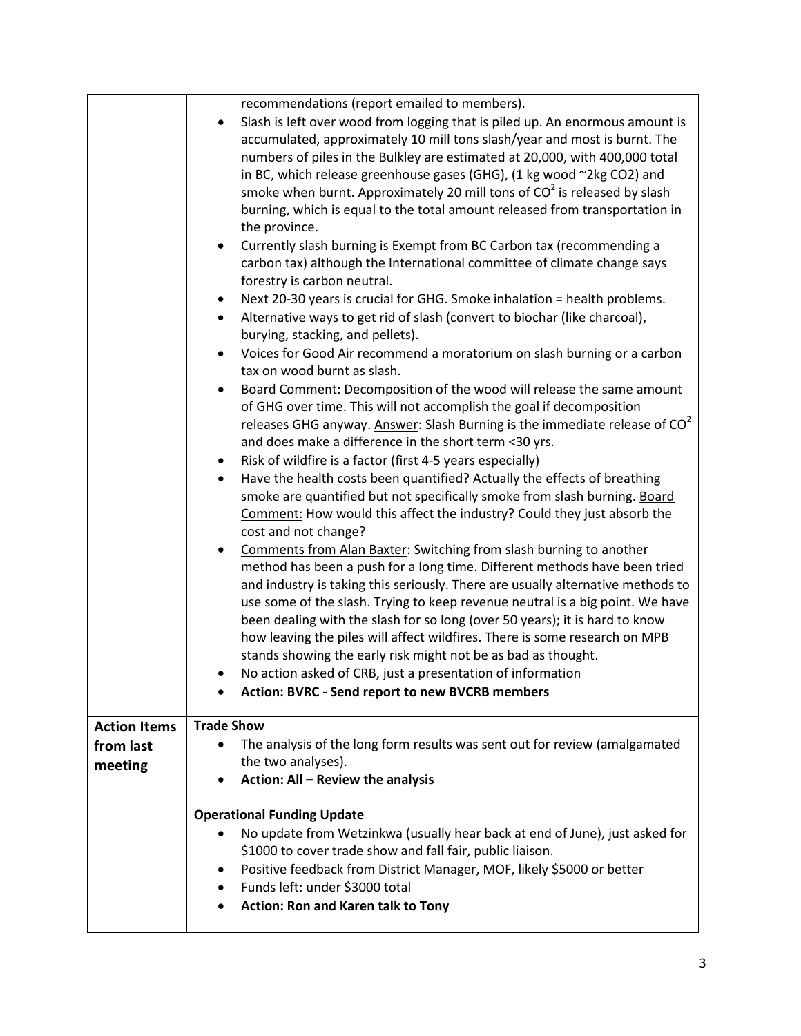| | |
|---|---|
| | recommendations (report emailed to members).<br>• Slash is left over wood from logging that is piled up. An enormous amount is accumulated, approximately 10 mill tons slash/year and most is burnt. The numbers of piles in the Bulkley are estimated at 20,000, with 400,000 total in BC, which release greenhouse gases (GHG), (1 kg wood ~2kg CO2) and smoke when burnt. Approximately 20 mill tons of $CO^2$ is released by slash burning, which is equal to the total amount released from transportation in the province.<br>• Currently slash burning is Exempt from BC Carbon tax (recommending a carbon tax) although the International committee of climate change says forestry is carbon neutral.<br>• Next 20-30 years is crucial for GHG. Smoke inhalation = health problems.<br>• Alternative ways to get rid of slash (convert to biochar (like charcoal), burying, stacking, and pellets).<br>• Voices for Good Air recommend a moratorium on slash burning or a carbon tax on wood burnt as slash.<br>• Board Comment: Decomposition of the wood will release the same amount of GHG over time. This will not accomplish the goal if decomposition releases GHG anyway. Answer: Slash Burning is the immediate release of $CO^2$ and does make a difference in the short term <30 yrs.<br>• Risk of wildfire is a factor (first 4-5 years especially)<br>• Have the health costs been quantified? Actually the effects of breathing smoke are quantified but not specifically smoke from slash burning. Board Comment: How would this affect the industry? Could they just absorb the cost and not change?<br>• Comments from Alan Baxter: Switching from slash burning to another method has been a push for a long time. Different methods have been tried and industry is taking this seriously. There are usually alternative methods to use some of the slash. Trying to keep revenue neutral is a big point. We have been dealing with the slash for so long (over 50 years); it is hard to know how leaving the piles will affect wildfires. There is some research on MPB stands showing the early risk might not be as bad as thought.<br>• No action asked of CRB, just a presentation of information<br>• **Action: BVRC - Send report to new BVCRB members** |
| **Action Items from last meeting** | **Trade Show**<br>• The analysis of the long form results was sent out for review (amalgamated the two analyses).<br>• **Action: All – Review the analysis**<br><br>**Operational Funding Update**<br>• No update from Wetzinkwa (usually hear back at end of June), just asked for \$1000 to cover trade show and fall fair, public liaison.<br>• Positive feedback from District Manager, MOF, likely \$5000 or better<br>• Funds left: under \$3000 total<br>• **Action: Ron and Karen talk to Tony** |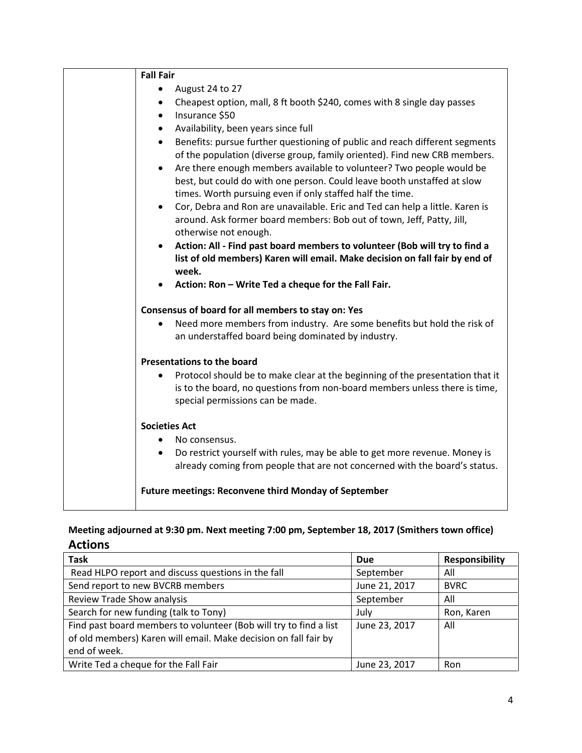| | |
|---|---|
| | **Fall Fair**<br>• August 24 to 27<br>• Cheapest option, mall, 8 ft booth $240, comes with 8 single day passes<br>• Insurance $50<br>• Availability, been years since full<br>• Benefits: pursue further questioning of public and reach different segments of the population (diverse group, family oriented). Find new CRB members.<br>• Are there enough members available to volunteer? Two people would be best, but could do with one person. Could leave booth unstaffed at slow times. Worth pursuing even if only staffed half the time.<br>• Cor, Debra and Ron are unavailable. Eric and Ted can help a little. Karen is around. Ask former board members: Bob out of town, Jeff, Patty, Jill, otherwise not enough.<br>• **Action: All - Find past board members to volunteer (Bob will try to find a list of old members) Karen will email. Make decision on fall fair by end of week.**<br>• **Action: Ron – Write Ted a cheque for the Fall Fair.**<br><br>**Consensus of board for all members to stay on: Yes**<br>• Need more members from industry. Are some benefits but hold the risk of an understaffed board being dominated by industry.<br><br>**Presentations to the board**<br>• Protocol should be to make clear at the beginning of the presentation that it is to the board, no questions from non-board members unless there is time, special permissions can be made.<br><br>**Societies Act**<br>• No consensus.<br>• Do restrict yourself with rules, may be able to get more revenue. Money is already coming from people that are not concerned with the board's status.<br><br>**Future meetings: Reconvene third Monday of September** |

**Meeting adjourned at 9:30 pm. Next meeting 7:00 pm, September 18, 2017 (Smithers town office)**

## Actions

| Task | Due | Responsibility |
|---|---|---|
| Read HLPO report and discuss questions in the fall | September | All |
| Send report to new BVCRB members | June 21, 2017 | BVRC |
| Review Trade Show analysis | September | All |
| Search for new funding (talk to Tony) | July | Ron, Karen |
| Find past board members to volunteer (Bob will try to find a list of old members) Karen will email. Make decision on fall fair by end of week. | June 23, 2017 | All |
| Write Ted a cheque for the Fall Fair | June 23, 2017 | Ron |